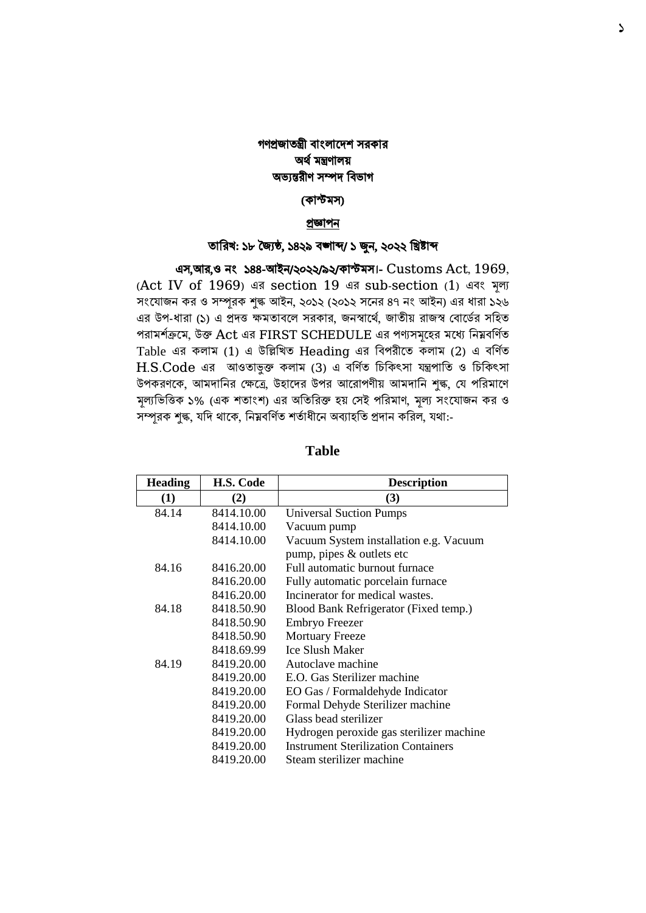**গণপ্রজাতন্ত্রী বাংলাদেশ সরকার**
**অর্থ মন্ত্রণালয়**
**অভ্যন্তরীণ সম্পদ বিভাগ**

**(কাস্টমস)**

**প্রজ্ঞাপন**

**তারিখ: ১৮ জ্যৈষ্ঠ, ১৪২৯ বঙ্গাব্দ/ ১ জুন, ২০২২ খ্রিষ্টাব্দ**

**এস,আর,ও নং ১৪৪-আইন/২০২২/৯২/কাস্টমস।**- Customs Act, 1969, (Act IV of 1969) এর section 19 এর sub-section (1) এবং মূল্য সংযোজন কর ও সম্পূরক শুল্ক আইন, ২০১২ (২০১২ সনের ৪৭ নং আইন) এর ধারা ১২৬ এর উপ-ধারা (১) এ প্রদত্ত ক্ষমতাবলে সরকার, জনস্বার্থে, জাতীয় রাজস্ব বোর্ডের সহিত পরামর্শক্রমে, উক্ত Act এর FIRST SCHEDULE এর পণ্যসমূহের মধ্যে নিম্নবর্ণিত Table এর কলাম (1) এ উল্লিখিত Heading এর বিপরীতে কলাম (2) এ বর্ণিত H.S.Code এর আওতাভুক্ত কলাম (3) এ বর্ণিত চিকিৎসা যন্ত্রপাতি ও চিকিৎসা উপকরণকে, আমদানির ক্ষেত্রে, উহাদের উপর আরোপণীয় আমদানি শুল্ক, যে পরিমাণে মূল্যভিত্তিক ১% (এক শতাংশ) এর অতিরিক্ত হয় সেই পরিমাণ, মূল্য সংযোজন কর ও সম্পূরক শুল্ক, যদি থাকে, নিম্নবর্ণিত শর্তাধীনে অব্যাহতি প্রদান করিল, যথা:-

## Table

| Heading | H.S. Code | Description |
|---|---|---|
| (1) | (2) | (3) |
| 84.14 | 8414.10.00 | Universal Suction Pumps |
| | 8414.10.00 | Vacuum pump |
| | 8414.10.00 | Vacuum System installation e.g. Vacuum pump, pipes & outlets etc |
| 84.16 | 8416.20.00 | Full automatic burnout furnace |
| | 8416.20.00 | Fully automatic porcelain furnace |
| | 8416.20.00 | Incinerator for medical wastes. |
| 84.18 | 8418.50.90 | Blood Bank Refrigerator (Fixed temp.) |
| | 8418.50.90 | Embryo Freezer |
| | 8418.50.90 | Mortuary Freeze |
| | 8418.69.99 | Ice Slush Maker |
| 84.19 | 8419.20.00 | Autoclave machine |
| | 8419.20.00 | E.O. Gas Sterilizer machine |
| | 8419.20.00 | EO Gas / Formaldehyde Indicator |
| | 8419.20.00 | Formal Dehyde Sterilizer machine |
| | 8419.20.00 | Glass bead sterilizer |
| | 8419.20.00 | Hydrogen peroxide gas sterilizer machine |
| | 8419.20.00 | Instrument Sterilization Containers |
| | 8419.20.00 | Steam sterilizer machine |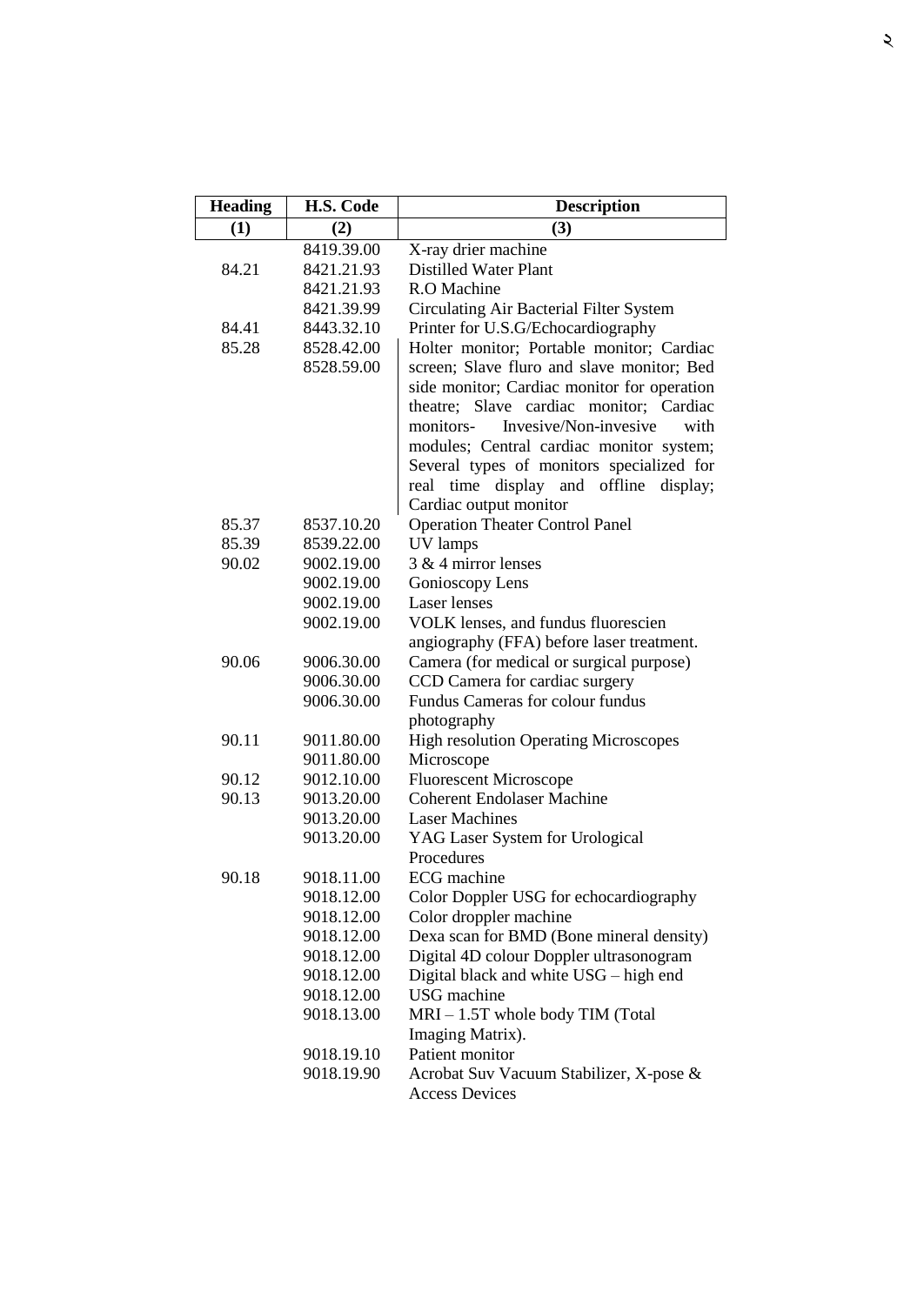| Heading | H.S. Code | Description |
|---|---|---|
| (1) | (2) | (3) |
| | 8419.39.00 | X-ray drier machine |
| 84.21 | 8421.21.93 | Distilled Water Plant |
| | 8421.21.93 | R.O Machine |
| | 8421.39.99 | Circulating Air Bacterial Filter System |
| 84.41 | 8443.32.10 | Printer for U.S.G/Echocardiography |
| 85.28 | 8528.42.00<br>8528.59.00 | Holter monitor; Portable monitor; Cardiac screen; Slave fluro and slave monitor; Bed side monitor; Cardiac monitor for operation theatre; Slave cardiac monitor; Cardiac monitors- Invesive/Non-invesive with modules; Central cardiac monitor system; Several types of monitors specialized for real time display and offline display; Cardiac output monitor |
| 85.37 | 8537.10.20 | Operation Theater Control Panel |
| 85.39 | 8539.22.00 | UV lamps |
| 90.02 | 9002.19.00 | 3 & 4 mirror lenses |
| | 9002.19.00 | Gonioscopy Lens |
| | 9002.19.00 | Laser lenses |
| | 9002.19.00 | VOLK lenses, and fundus fluorescien angiography (FFA) before laser treatment. |
| 90.06 | 9006.30.00 | Camera (for medical or surgical purpose) |
| | 9006.30.00 | CCD Camera for cardiac surgery |
| | 9006.30.00 | Fundus Cameras for colour fundus photography |
| 90.11 | 9011.80.00 | High resolution Operating Microscopes |
| | 9011.80.00 | Microscope |
| 90.12 | 9012.10.00 | Fluorescent Microscope |
| 90.13 | 9013.20.00 | Coherent Endolaser Machine |
| | 9013.20.00 | Laser Machines |
| | 9013.20.00 | YAG Laser System for Urological Procedures |
| 90.18 | 9018.11.00 | ECG machine |
| | 9018.12.00 | Color Doppler USG for echocardiography |
| | 9018.12.00 | Color droppler machine |
| | 9018.12.00 | Dexa scan for BMD (Bone mineral density) |
| | 9018.12.00 | Digital 4D colour Doppler ultrasonogram |
| | 9018.12.00 | Digital black and white USG – high end |
| | 9018.12.00 | USG machine |
| | 9018.13.00 | MRI – 1.5T whole body TIM (Total Imaging Matrix). |
| | 9018.19.10 | Patient monitor |
| | 9018.19.90 | Acrobat Suv Vacuum Stabilizer, X-pose & Access Devices |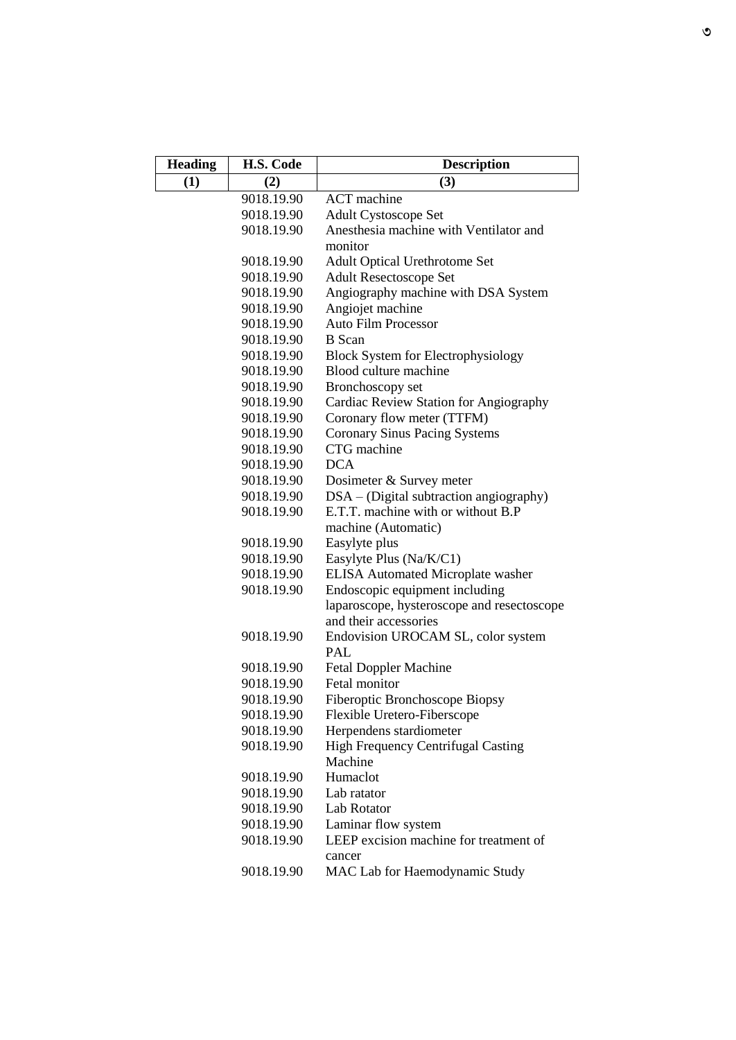| Heading | H.S. Code | Description |
| --- | --- | --- |
| (1) | (2) | (3) |
| | 9018.19.90 | ACT machine |
| | 9018.19.90 | Adult Cystoscope Set |
| | 9018.19.90 | Anesthesia machine with Ventilator and monitor |
| | 9018.19.90 | Adult Optical Urethrotome Set |
| | 9018.19.90 | Adult Resectoscope Set |
| | 9018.19.90 | Angiography machine with DSA System |
| | 9018.19.90 | Angiojet machine |
| | 9018.19.90 | Auto Film Processor |
| | 9018.19.90 | B Scan |
| | 9018.19.90 | Block System for Electrophysiology |
| | 9018.19.90 | Blood culture machine |
| | 9018.19.90 | Bronchoscopy set |
| | 9018.19.90 | Cardiac Review Station for Angiography |
| | 9018.19.90 | Coronary flow meter (TTFM) |
| | 9018.19.90 | Coronary Sinus Pacing Systems |
| | 9018.19.90 | CTG machine |
| | 9018.19.90 | DCA |
| | 9018.19.90 | Dosimeter & Survey meter |
| | 9018.19.90 | DSA – (Digital subtraction angiography) |
| | 9018.19.90 | E.T.T. machine with or without B.P machine (Automatic) |
| | 9018.19.90 | Easylyte plus |
| | 9018.19.90 | Easylyte Plus (Na/K/C1) |
| | 9018.19.90 | ELISA Automated Microplate washer |
| | 9018.19.90 | Endoscopic equipment including laparoscope, hysteroscope and resectoscope and their accessories |
| | 9018.19.90 | Endovision UROCAM SL, color system PAL |
| | 9018.19.90 | Fetal Doppler Machine |
| | 9018.19.90 | Fetal monitor |
| | 9018.19.90 | Fiberoptic Bronchoscope Biopsy |
| | 9018.19.90 | Flexible Uretero-Fiberscope |
| | 9018.19.90 | Herpendens stardiometer |
| | 9018.19.90 | High Frequency Centrifugal Casting Machine |
| | 9018.19.90 | Humaclot |
| | 9018.19.90 | Lab ratator |
| | 9018.19.90 | Lab Rotator |
| | 9018.19.90 | Laminar flow system |
| | 9018.19.90 | LEEP excision machine for treatment of cancer |
| | 9018.19.90 | MAC Lab for Haemodynamic Study |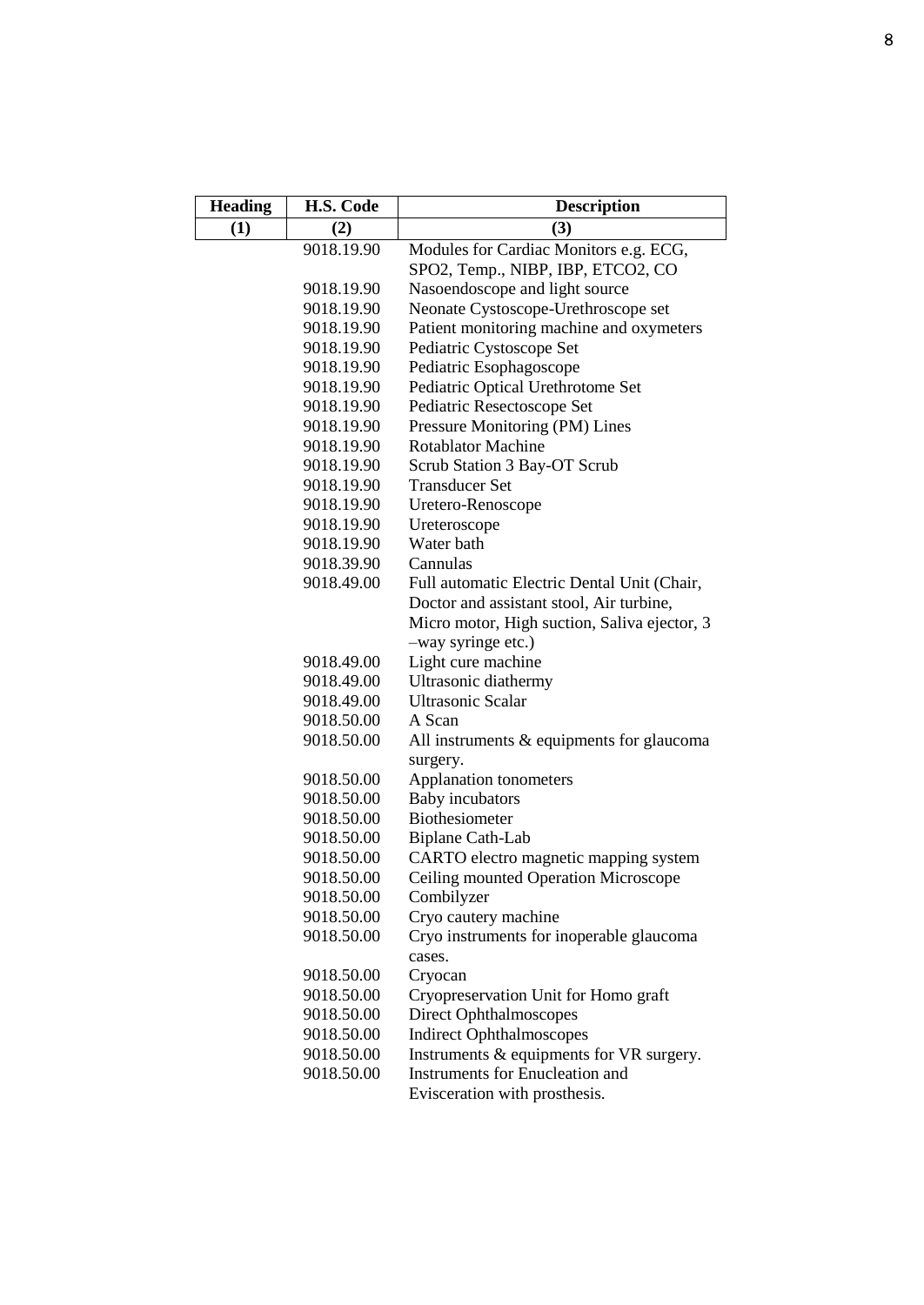| Heading | H.S. Code | Description |
|---|---|---|
| (1) | (2) | (3) |
| | 9018.19.90 | Modules for Cardiac Monitors e.g. ECG, SPO2, Temp., NIBP, IBP, ETCO2, CO |
| | 9018.19.90 | Nasoendoscope and light source |
| | 9018.19.90 | Neonate Cystoscope-Urethroscope set |
| | 9018.19.90 | Patient monitoring machine and oxymeters |
| | 9018.19.90 | Pediatric Cystoscope Set |
| | 9018.19.90 | Pediatric Esophagoscope |
| | 9018.19.90 | Pediatric Optical Urethrotome Set |
| | 9018.19.90 | Pediatric Resectoscope Set |
| | 9018.19.90 | Pressure Monitoring (PM) Lines |
| | 9018.19.90 | Rotablator Machine |
| | 9018.19.90 | Scrub Station 3 Bay-OT Scrub |
| | 9018.19.90 | Transducer Set |
| | 9018.19.90 | Uretero-Renoscope |
| | 9018.19.90 | Ureteroscope |
| | 9018.19.90 | Water bath |
| | 9018.39.90 | Cannulas |
| | 9018.49.00 | Full automatic Electric Dental Unit (Chair, Doctor and assistant stool, Air turbine, Micro motor, High suction, Saliva ejector, 3 –way syringe etc.) |
| | 9018.49.00 | Light cure machine |
| | 9018.49.00 | Ultrasonic diathermy |
| | 9018.49.00 | Ultrasonic Scalar |
| | 9018.50.00 | A Scan |
| | 9018.50.00 | All instruments & equipments for glaucoma surgery. |
| | 9018.50.00 | Applanation tonometers |
| | 9018.50.00 | Baby incubators |
| | 9018.50.00 | Biothesiometer |
| | 9018.50.00 | Biplane Cath-Lab |
| | 9018.50.00 | CARTO electro magnetic mapping system |
| | 9018.50.00 | Ceiling mounted Operation Microscope |
| | 9018.50.00 | Combilyzer |
| | 9018.50.00 | Cryo cautery machine |
| | 9018.50.00 | Cryo instruments for inoperable glaucoma cases. |
| | 9018.50.00 | Cryocan |
| | 9018.50.00 | Cryopreservation Unit for Homo graft |
| | 9018.50.00 | Direct Ophthalmoscopes |
| | 9018.50.00 | Indirect Ophthalmoscopes |
| | 9018.50.00 | Instruments & equipments for VR surgery. |
| | 9018.50.00 | Instruments for Enucleation and Evisceration with prosthesis. |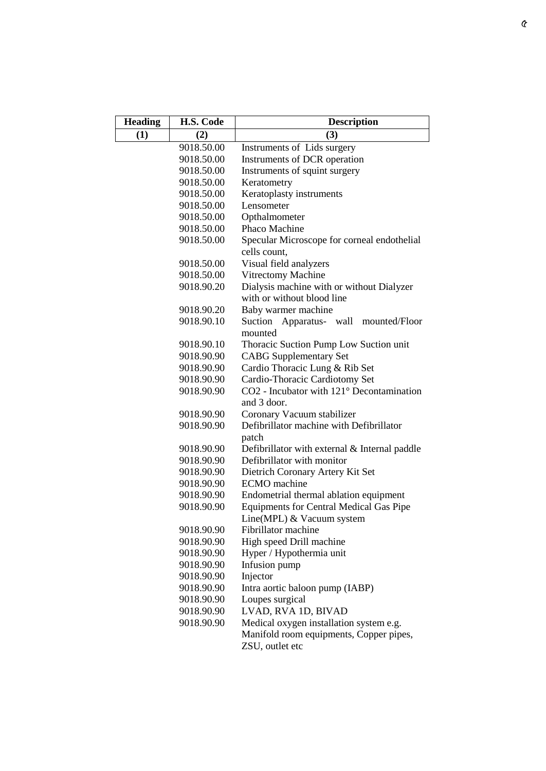| Heading | H.S. Code | Description |
|---|---|---|
| (1) | (2) | (3) |
| | 9018.50.00 | Instruments of Lids surgery |
| | 9018.50.00 | Instruments of DCR operation |
| | 9018.50.00 | Instruments of squint surgery |
| | 9018.50.00 | Keratometry |
| | 9018.50.00 | Keratoplasty instruments |
| | 9018.50.00 | Lensometer |
| | 9018.50.00 | Opthalmometer |
| | 9018.50.00 | Phaco Machine |
| | 9018.50.00 | Specular Microscope for corneal endothelial cells count, |
| | 9018.50.00 | Visual field analyzers |
| | 9018.50.00 | Vitrectomy Machine |
| | 9018.90.20 | Dialysis machine with or without Dialyzer with or without blood line |
| | 9018.90.20 | Baby warmer machine |
| | 9018.90.10 | Suction Apparatus- wall mounted/Floor mounted |
| | 9018.90.10 | Thoracic Suction Pump Low Suction unit |
| | 9018.90.90 | CABG Supplementary Set |
| | 9018.90.90 | Cardio Thoracic Lung & Rib Set |
| | 9018.90.90 | Cardio-Thoracic Cardiotomy Set |
| | 9018.90.90 | $CO_2$ - Incubator with 121° Decontamination and 3 door. |
| | 9018.90.90 | Coronary Vacuum stabilizer |
| | 9018.90.90 | Defibrillator machine with Defibrillator patch |
| | 9018.90.90 | Defibrillator with external & Internal paddle |
| | 9018.90.90 | Defibrillator with monitor |
| | 9018.90.90 | Dietrich Coronary Artery Kit Set |
| | 9018.90.90 | ECMO machine |
| | 9018.90.90 | Endometrial thermal ablation equipment |
| | 9018.90.90 | Equipments for Central Medical Gas Pipe Line(MPL) & Vacuum system |
| | 9018.90.90 | Fibrillator machine |
| | 9018.90.90 | High speed Drill machine |
| | 9018.90.90 | Hyper / Hypothermia unit |
| | 9018.90.90 | Infusion pump |
| | 9018.90.90 | Injector |
| | 9018.90.90 | Intra aortic baloon pump (IABP) |
| | 9018.90.90 | Loupes surgical |
| | 9018.90.90 | LVAD, RVA 1D, BIVAD |
| | 9018.90.90 | Medical oxygen installation system e.g. Manifold room equipments, Copper pipes, ZSU, outlet etc |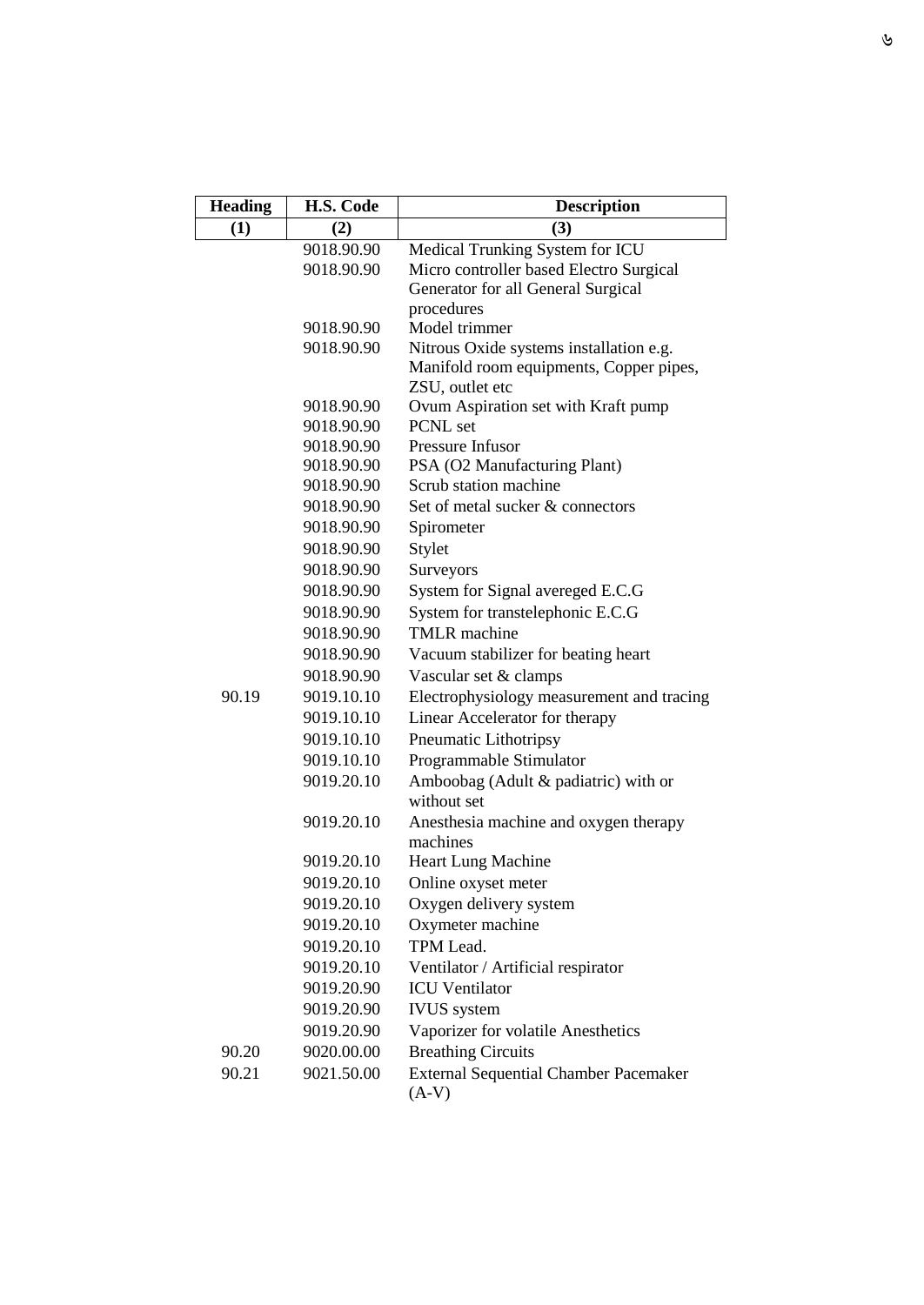| Heading | H.S. Code | Description |
|---|---|---|
| (1) | (2) | (3) |
| | 9018.90.90 | Medical Trunking System for ICU |
| | 9018.90.90 | Micro controller based Electro Surgical Generator for all General Surgical procedures |
| | 9018.90.90 | Model trimmer |
| | 9018.90.90 | Nitrous Oxide systems installation e.g. Manifold room equipments, Copper pipes, ZSU, outlet etc |
| | 9018.90.90 | Ovum Aspiration set with Kraft pump |
| | 9018.90.90 | PCNL set |
| | 9018.90.90 | Pressure Infusor |
| | 9018.90.90 | PSA (O2 Manufacturing Plant) |
| | 9018.90.90 | Scrub station machine |
| | 9018.90.90 | Set of metal sucker & connectors |
| | 9018.90.90 | Spirometer |
| | 9018.90.90 | Stylet |
| | 9018.90.90 | Surveyors |
| | 9018.90.90 | System for Signal avereged E.C.G |
| | 9018.90.90 | System for transtelephonic E.C.G |
| | 9018.90.90 | TMLR machine |
| | 9018.90.90 | Vacuum stabilizer for beating heart |
| | 9018.90.90 | Vascular set & clamps |
| 90.19 | 9019.10.10 | Electrophysiology measurement and tracing |
| | 9019.10.10 | Linear Accelerator for therapy |
| | 9019.10.10 | Pneumatic Lithotripsy |
| | 9019.10.10 | Programmable Stimulator |
| | 9019.20.10 | Amboobag (Adult & padiatric) with or without set |
| | 9019.20.10 | Anesthesia machine and oxygen therapy machines |
| | 9019.20.10 | Heart Lung Machine |
| | 9019.20.10 | Online oxyset meter |
| | 9019.20.10 | Oxygen delivery system |
| | 9019.20.10 | Oxymeter machine |
| | 9019.20.10 | TPM Lead. |
| | 9019.20.10 | Ventilator / Artificial respirator |
| | 9019.20.90 | ICU Ventilator |
| | 9019.20.90 | IVUS system |
| | 9019.20.90 | Vaporizer for volatile Anesthetics |
| 90.20 | 9020.00.00 | Breathing Circuits |
| 90.21 | 9021.50.00 | External Sequential Chamber Pacemaker (A-V) |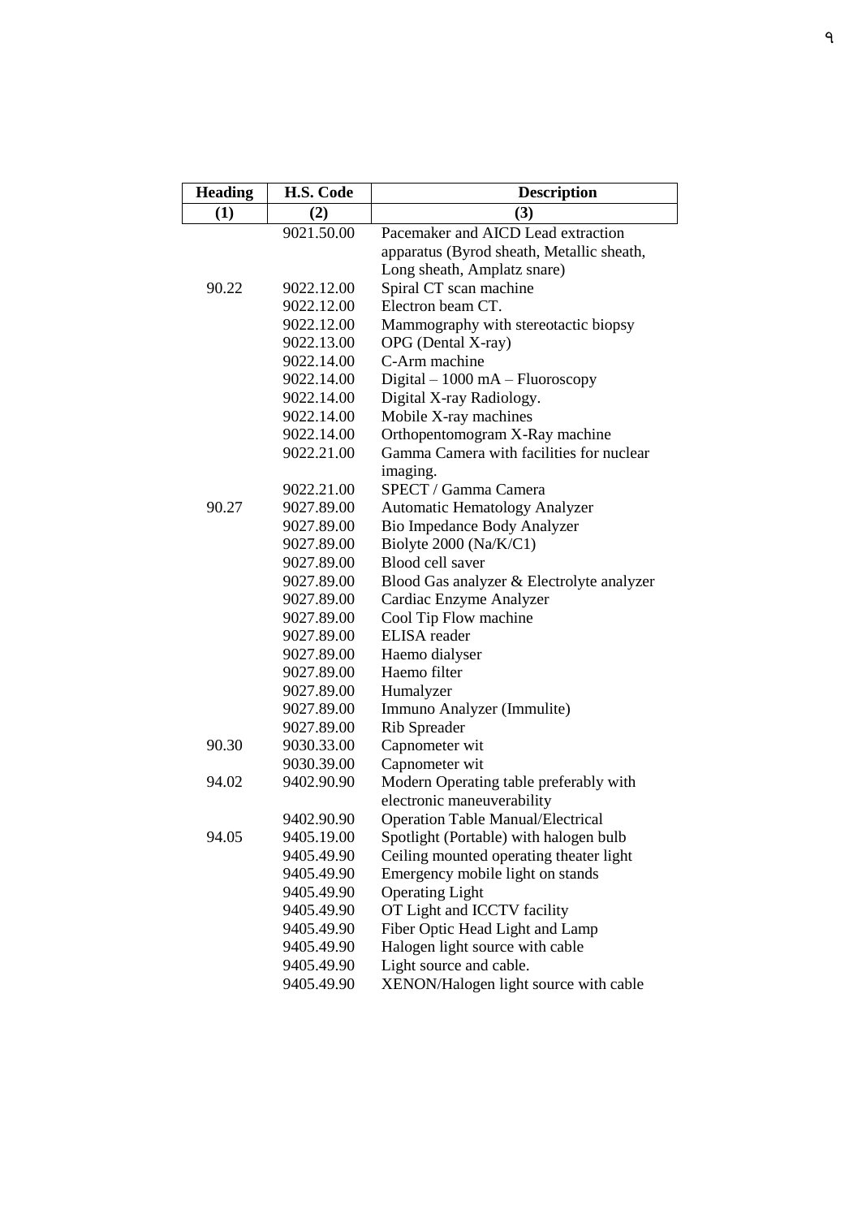| Heading | H.S. Code | Description |
| --- | --- | --- |
| (1) | (2) | (3) |
| | 9021.50.00 | Pacemaker and AICD Lead extraction apparatus (Byrod sheath, Metallic sheath, Long sheath, Amplatz snare) |
| 90.22 | 9022.12.00 | Spiral CT scan machine |
| | 9022.12.00 | Electron beam CT. |
| | 9022.12.00 | Mammography with stereotactic biopsy |
| | 9022.13.00 | OPG (Dental X-ray) |
| | 9022.14.00 | C-Arm machine |
| | 9022.14.00 | Digital – 1000 mA – Fluoroscopy |
| | 9022.14.00 | Digital X-ray Radiology. |
| | 9022.14.00 | Mobile X-ray machines |
| | 9022.14.00 | Orthopentomogram X-Ray machine |
| | 9022.21.00 | Gamma Camera with facilities for nuclear imaging. |
| | 9022.21.00 | SPECT / Gamma Camera |
| 90.27 | 9027.89.00 | Automatic Hematology Analyzer |
| | 9027.89.00 | Bio Impedance Body Analyzer |
| | 9027.89.00 | Biolyte 2000 (Na/K/C1) |
| | 9027.89.00 | Blood cell saver |
| | 9027.89.00 | Blood Gas analyzer & Electrolyte analyzer |
| | 9027.89.00 | Cardiac Enzyme Analyzer |
| | 9027.89.00 | Cool Tip Flow machine |
| | 9027.89.00 | ELISA reader |
| | 9027.89.00 | Haemo dialyser |
| | 9027.89.00 | Haemo filter |
| | 9027.89.00 | Humalyzer |
| | 9027.89.00 | Immuno Analyzer (Immulite) |
| | 9027.89.00 | Rib Spreader |
| 90.30 | 9030.33.00 | Capnometer wit |
| | 9030.39.00 | Capnometer wit |
| 94.02 | 9402.90.90 | Modern Operating table preferably with electronic maneuverability |
| | 9402.90.90 | Operation Table Manual/Electrical |
| 94.05 | 9405.19.00 | Spotlight (Portable) with halogen bulb |
| | 9405.49.90 | Ceiling mounted operating theater light |
| | 9405.49.90 | Emergency mobile light on stands |
| | 9405.49.90 | Operating Light |
| | 9405.49.90 | OT Light and ICCTV facility |
| | 9405.49.90 | Fiber Optic Head Light and Lamp |
| | 9405.49.90 | Halogen light source with cable |
| | 9405.49.90 | Light source and cable. |
| | 9405.49.90 | XENON/Halogen light source with cable |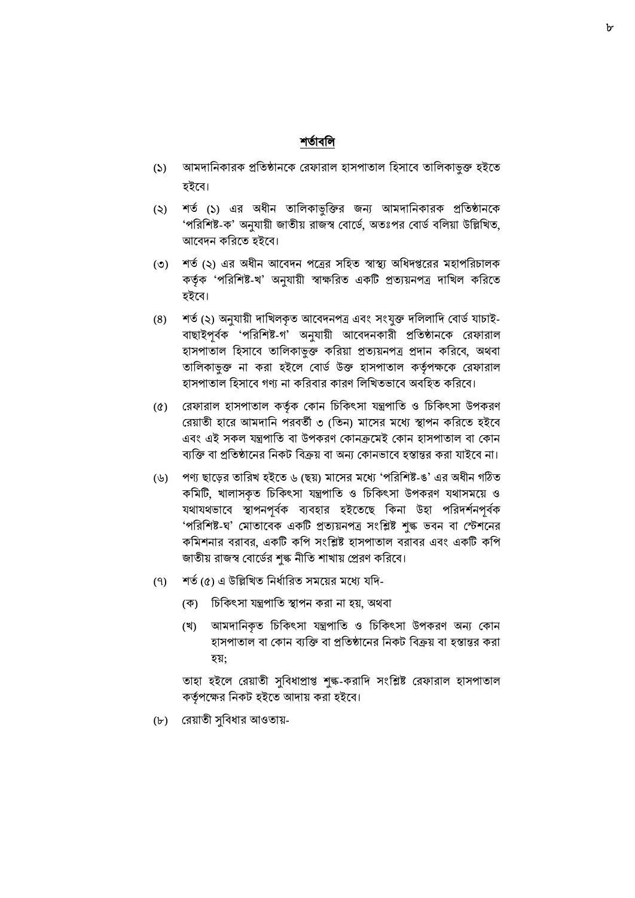## শর্তাবলি

(১) আমদানিকারক প্রতিষ্ঠানকে রেফারাল হাসপাতাল হিসাবে তালিকাভুক্ত হইতে হইবে।

(২) শর্ত (১) এর অধীন তালিকাভুক্তির জন্য আমদানিকারক প্রতিষ্ঠানকে 'পরিশিষ্ট-ক' অনুযায়ী জাতীয় রাজস্ব বোর্ডে, অতঃপর বোর্ড বলিয়া উল্লিখিত, আবেদন করিতে হইবে।

(৩) শর্ত (২) এর অধীন আবেদন পত্রের সহিত স্বাস্থ্য অধিদপ্তরের মহাপরিচালক কর্তৃক 'পরিশিষ্ট-খ' অনুযায়ী স্বাক্ষরিত একটি প্রত্যয়নপত্র দাখিল করিতে হইবে।

(৪) শর্ত (২) অনুযায়ী দাখিলকৃত আবেদনপত্র এবং সংযুক্ত দলিলাদি বোর্ড যাচাই-বাছাইপূর্বক 'পরিশিষ্ট-গ' অনুযায়ী আবেদনকারী প্রতিষ্ঠানকে রেফারাল হাসপাতাল হিসাবে তালিকাভুক্ত করিয়া প্রত্যয়নপত্র প্রদান করিবে, অথবা তালিকাভুক্ত না করা হইলে বোর্ড উক্ত হাসপাতাল কর্তৃপক্ষকে রেফারাল হাসপাতাল হিসাবে গণ্য না করিবার কারণ লিখিতভাবে অবহিত করিবে।

(৫) রেফারাল হাসপাতাল কর্তৃক কোন চিকিৎসা যন্ত্রপাতি ও চিকিৎসা উপকরণ রেয়াতী হারে আমদানি পরবর্তী ৩ (তিন) মাসের মধ্যে স্থাপন করিতে হইবে এবং এই সকল যন্ত্রপাতি বা উপকরণ কোনক্রমেই কোন হাসপাতাল বা কোন ব্যক্তি বা প্রতিষ্ঠানের নিকট বিক্রয় বা অন্য কোনভাবে হস্তান্তর করা যাইবে না।

(৬) পণ্য ছাড়ের তারিখ হইতে ৬ (ছয়) মাসের মধ্যে 'পরিশিষ্ট-ঙ' এর অধীন গঠিত কমিটি, খালাসকৃত চিকিৎসা যন্ত্রপাতি ও চিকিৎসা উপকরণ যথাসময়ে ও যথাযথভাবে স্থাপনপূর্বক ব্যবহার হইতেছে কিনা উহা পরিদর্শনপূর্বক 'পরিশিষ্ট-ঘ' মোতাবেক একটি প্রত্যয়নপত্র সংশ্লিষ্ট শুল্ক ভবন বা স্টেশনের কমিশনার বরাবর, একটি কপি সংশ্লিষ্ট হাসপাতাল বরাবর এবং একটি কপি জাতীয় রাজস্ব বোর্ডের শুল্ক নীতি শাখায় প্রেরণ করিবে।

(৭) শর্ত (৫) এ উল্লিখিত নির্ধারিত সময়ের মধ্যে যদি-

(ক) চিকিৎসা যন্ত্রপাতি স্থাপন করা না হয়, অথবা

(খ) আমদানিকৃত চিকিৎসা যন্ত্রপাতি ও চিকিৎসা উপকরণ অন্য কোন হাসপাতাল বা কোন ব্যক্তি বা প্রতিষ্ঠানের নিকট বিক্রয় বা হস্তান্তর করা হয়;

তাহা হইলে রেয়াতী সুবিধাপ্রাপ্ত শুল্ক-করাদি সংশ্লিষ্ট রেফারাল হাসপাতাল কর্তৃপক্ষের নিকট হইতে আদায় করা হইবে।

(৮) রেয়াতী সুবিধার আওতায়-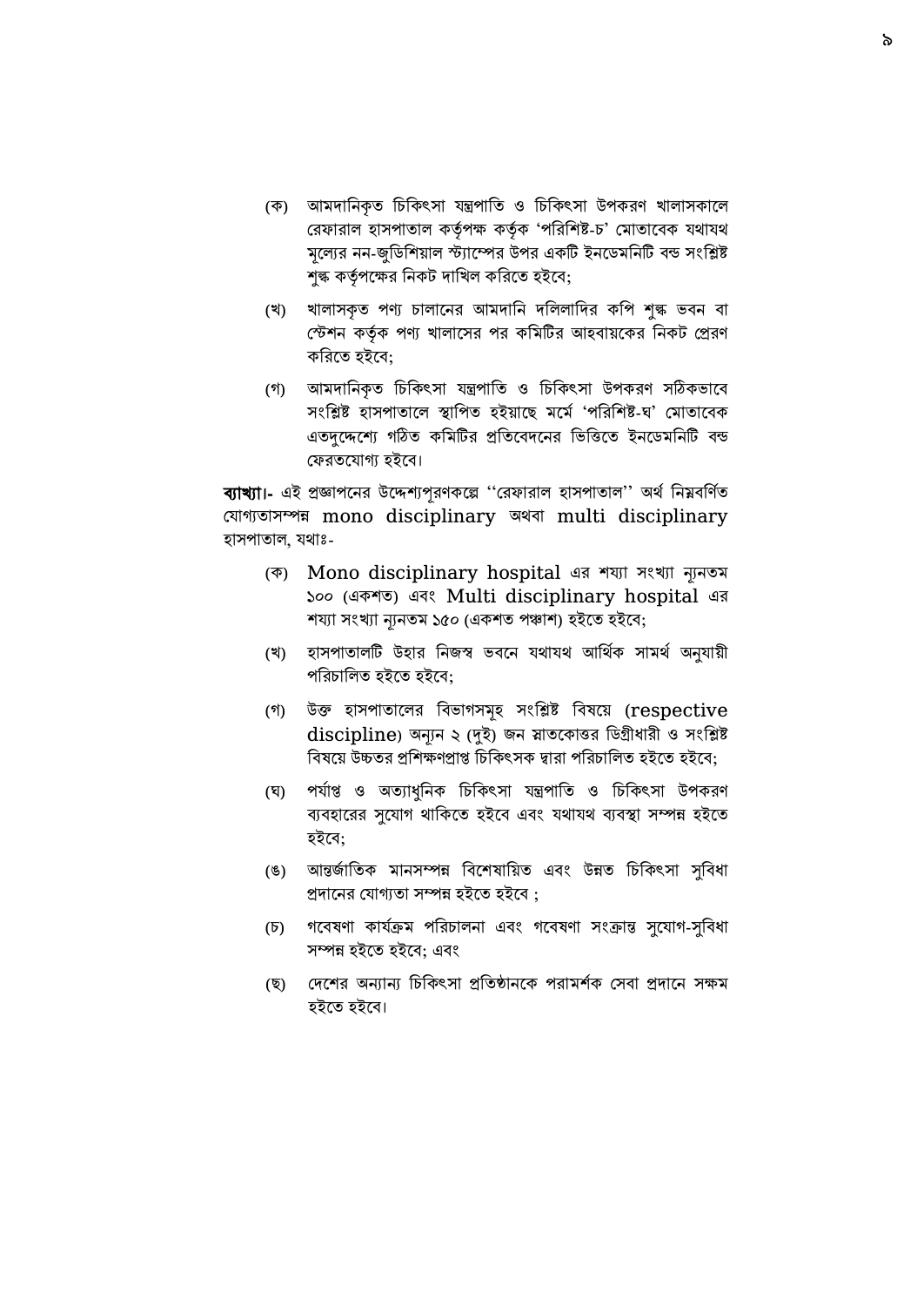(ক) আমদানিকৃত চিকিৎসা যন্ত্রপাতি ও চিকিৎসা উপকরণ খালাসকালে রেফারাল হাসপাতাল কর্তৃপক্ষ কর্তৃক 'পরিশিষ্ট-চ' মোতাবেক যথাযথ মূল্যের নন-জুডিশিয়াল স্ট্যাম্পের উপর একটি ইনডেমনিটি বন্ড সংশ্লিষ্ট শুল্ক কর্তৃপক্ষের নিকট দাখিল করিতে হইবে;

(খ) খালাসকৃত পণ্য চালানের আমদানি দলিলাদির কপি শুল্ক ভবন বা স্টেশন কর্তৃক পণ্য খালাসের পর কমিটির আহবায়কের নিকট প্রেরণ করিতে হইবে;

(গ) আমদানিকৃত চিকিৎসা যন্ত্রপাতি ও চিকিৎসা উপকরণ সঠিকভাবে সংশ্লিষ্ট হাসপাতালে স্থাপিত হইয়াছে মর্মে 'পরিশিষ্ট-ঘ' মোতাবেক এতদুদ্দেশ্যে গঠিত কমিটির প্রতিবেদনের ভিত্তিতে ইনডেমনিটি বন্ড ফেরতযোগ্য হইবে।

**ব্যাখ্যা।-** এই প্রজ্ঞাপনের উদ্দেশ্যপূরণকল্পে ''রেফারাল হাসপাতাল'' অর্থ নিম্নবর্ণিত যোগ্যতাসম্পন্ন mono disciplinary অথবা multi disciplinary হাসপাতাল, যথাঃ-

(ক) Mono disciplinary hospital এর শয্যা সংখ্যা ন্যূনতম ১০০ (একশত) এবং Multi disciplinary hospital এর শয্যা সংখ্যা ন্যূনতম ১৫০ (একশত পঞ্চাশ) হইতে হইবে;

(খ) হাসপাতালটি উহার নিজস্ব ভবনে যথাযথ আর্থিক সামর্থ অনুযায়ী পরিচালিত হইতে হইবে;

(গ) উক্ত হাসপাতালের বিভাগসমূহ সংশ্লিষ্ট বিষয়ে (respective discipline) অন্যূন ২ (দুই) জন স্নাতকোত্তর ডিগ্রীধারী ও সংশ্লিষ্ট বিষয়ে উচ্চতর প্রশিক্ষণপ্রাপ্ত চিকিৎসক দ্বারা পরিচালিত হইতে হইবে;

(ঘ) পর্যাপ্ত ও অত্যাধুনিক চিকিৎসা যন্ত্রপাতি ও চিকিৎসা উপকরণ ব্যবহারের সুযোগ থাকিতে হইবে এবং যথাযথ ব্যবস্থা সম্পন্ন হইতে হইবে;

(ঙ) আন্তর্জাতিক মানসম্পন্ন বিশেষায়িত এবং উন্নত চিকিৎসা সুবিধা প্রদানের যোগ্যতা সম্পন্ন হইতে হইবে ;

(চ) গবেষণা কার্যক্রম পরিচালনা এবং গবেষণা সংক্রান্ত সুযোগ-সুবিধা সম্পন্ন হইতে হইবে; এবং

(ছ) দেশের অন্যান্য চিকিৎসা প্রতিষ্ঠানকে পরামর্শক সেবা প্রদানে সক্ষম হইতে হইবে।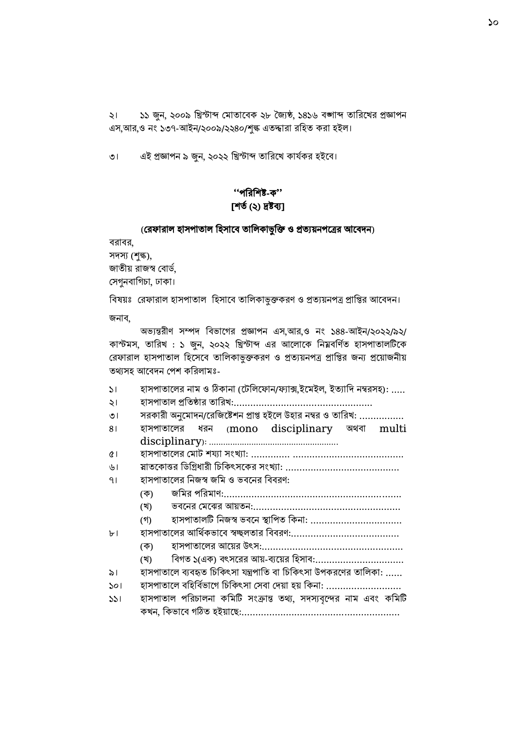২। ১১ জুন, ২০০৯ খ্রিস্টাব্দ মোতাবেক ২৮ জ্যৈষ্ঠ, ১৪১৬ বঙ্গাব্দ তারিখের প্রজ্ঞাপন এস,আর,ও নং ১৩৭-আইন/২০০৯/২২৪০/শুল্ক এতদ্দ্বারা রহিত করা হইল।

৩। এই প্রজ্ঞাপন ৯ জুন, ২০২২ খ্রিস্টাব্দ তারিখে কার্যকর হইবে।

## ''পরিশিষ্ট-ক''
## [শর্ত (২) দ্রষ্টব্য]

### (রেফারাল হাসপাতাল হিসাবে তালিকাভুক্তি ও প্রত্যয়নপত্রের আবেদন)

বরাবর,
সদস্য (শুল্ক),
জাতীয় রাজস্ব বোর্ড,
সেগুনবাগিচা, ঢাকা।

বিষয়ঃ রেফারাল হাসপাতাল হিসাবে তালিকাভুক্তকরণ ও প্রত্যয়নপত্র প্রাপ্তির আবেদন।

জনাব,

অভ্যন্তরীণ সম্পদ বিভাগের প্রজ্ঞাপন এস,আর,ও নং ১৪৪-আইন/২০২২/৯২/ কাস্টমস, তারিখ : ১ জুন, ২০২২ খ্রিস্টাব্দ এর আলোকে নিম্নবর্ণিত হাসপাতালটিকে রেফারাল হাসপাতাল হিসেবে তালিকাভুক্তকরণ ও প্রত্যয়নপত্র প্রাপ্তির জন্য প্রয়োজনীয় তথ্যসহ আবেদন পেশ করিলামঃ-

১। হাসপাতালের নাম ও ঠিকানা (টেলিফোন/ফ্যাক্স,ইমেইল, ইত্যাদি নম্বরসহ): .....

২। হাসপাতাল প্রতিষ্ঠার তারিখ:.................................................

৩। সরকারী অনুমোদন/রেজিষ্টেশন প্রাপ্ত হইলে উহার নম্বর ও তারিখ: ................

৪। হাসপাতালের ধরন (mono disciplinary অথবা multi disciplinary): .......................................................

৫। হাসপাতালের মোট শয্যা সংখ্যা: ............. .......................................

৬। স্নাতকোত্তর ডিগ্রিধারী চিকিৎসকের সংখ্যা: .........................................

৭। হাসপাতালের নিজস্ব জমি ও ভবনের বিবরণ:
   (ক) জমির পরিমাণ:................................................................
   (খ) ভবনের মেঝের আয়তন:....................................................
   (গ) হাসপাতালটি নিজস্ব ভবনে স্থাপিত কিনা: ................................

৮। হাসপাতালের আর্থিকভাবে স্বচ্ছলতার বিবরণ:......................................
   (ক) হাসপাতালের আয়ের উৎস:..................................................
   (খ) বিগত ১(এক) বৎসরের আয়-ব্যয়ের হিসাব:................................

৯। হাসপাতালে ব্যবহৃত চিকিৎসা যন্ত্রপাতি বা চিকিৎসা উপকরণের তালিকা: ......

১০। হাসপাতালে বহির্বিভাগে চিকিৎসা সেবা দেয়া হয় কিনা: ..........................

১১। হাসপাতাল পরিচালনা কমিটি সংক্রান্ত তথ্য, সদস্যবৃন্দের নাম এবং কমিটি কখন, কিভাবে গঠিত হইয়াছে:.........................................................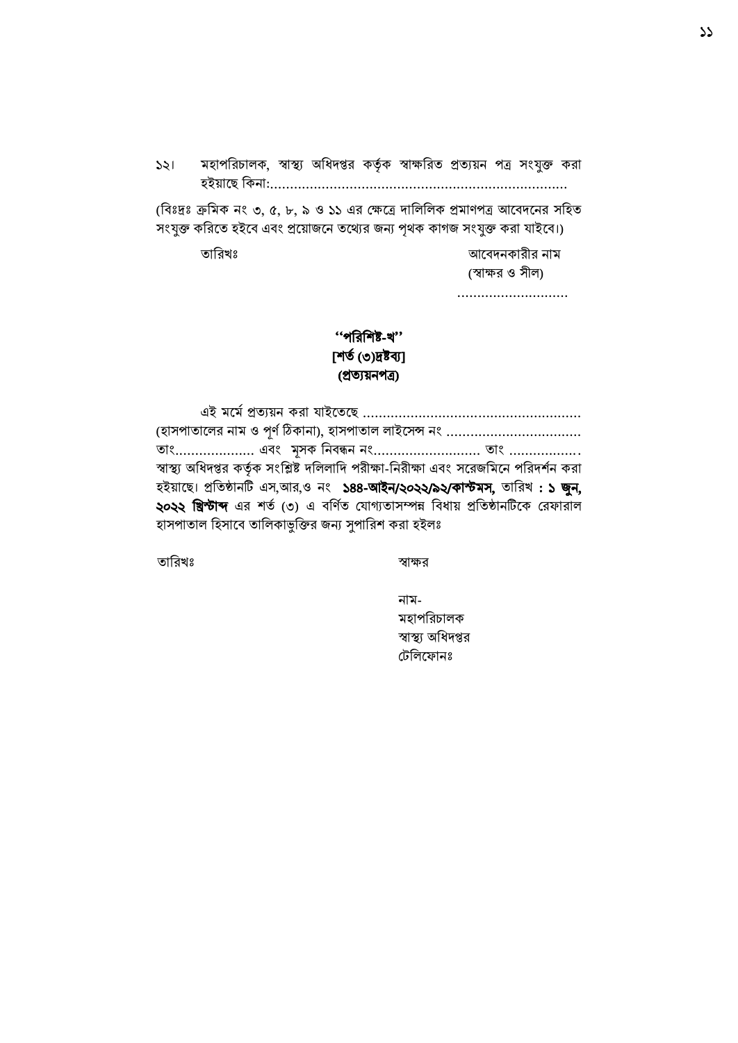১২। মহাপরিচালক, স্বাস্থ্য অধিদপ্তর কর্তৃক স্বাক্ষরিত প্রত্যয়ন পত্র সংযুক্ত করা হইয়াছে কিনা:..........................................................................

(বিঃদ্রঃ ক্রমিক নং ৩, ৫, ৮, ৯ ও ১১ এর ক্ষেত্রে দালিলিক প্রমাণপত্র আবেদনের সহিত সংযুক্ত করিতে হইবে এবং প্রয়োজনে তথ্যের জন্য পৃথক কাগজ সংযুক্ত করা যাইবে।)

তারিখঃ

আবেদনকারীর নাম
(স্বাক্ষর ও সীল)
............................

**"পরিশিষ্ট-খ"**
**[শর্ত (৩)দ্রষ্টব্য]**
**(প্রত্যয়নপত্র)**

এই মর্মে প্রত্যয়ন করা যাইতেছে ...................................................... (হাসপাতালের নাম ও পূর্ণ ঠিকানা), হাসপাতাল লাইসেন্স নং ................................. তাং................... এবং মূসক নিবন্ধন নং.......................... তাং ................. স্বাস্থ্য অধিদপ্তর কর্তৃক সংশ্লিষ্ট দলিলাদি পরীক্ষা-নিরীক্ষা এবং সরেজমিনে পরিদর্শন করা হইয়াছে। প্রতিষ্ঠানটি এস,আর,ও নং **১৪৪-আইন/২০২২/৯২/কাস্টমস,** তারিখ **: ১ জুন, ২০২২ খ্রিস্টাব্দ** এর শর্ত (৩) এ বর্ণিত যোগ্যতাসম্পন্ন বিধায় প্রতিষ্ঠানটিকে রেফারাল হাসপাতাল হিসাবে তালিকাভুক্তির জন্য সুপারিশ করা হইলঃ

তারিখঃ

স্বাক্ষর

নাম-
মহাপরিচালক
স্বাস্থ্য অধিদপ্তর
টেলিফোনঃ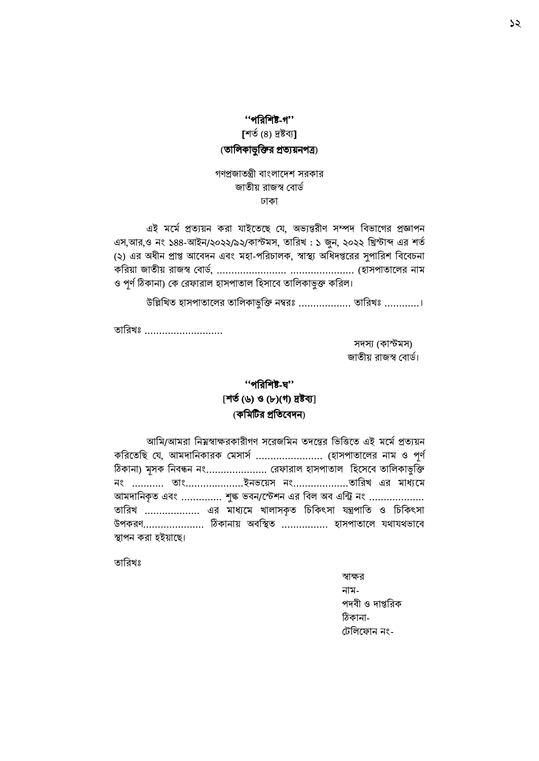**''পরিশিষ্ট-গ''**

**[**শর্ত (৪) দ্রষ্টব্য**]**

(**তালিকাভুক্তির প্রত্যয়নপত্র**)

গণপ্রজাতন্ত্রী বাংলাদেশ সরকার
জাতীয় রাজস্ব বোর্ড
ঢাকা

এই মর্মে প্রত্যয়ন করা যাইতেছে যে, অভ্যন্তরীণ সম্পদ বিভাগের প্রজ্ঞাপন এস,আর,ও নং ১৪৪-আইন/২০২২/৯২/কাস্টমস, তারিখ : ১ জুন, ২০২২ খ্রিস্টাব্দ এর শর্ত (২) এর অধীন প্রাপ্ত আবেদন এবং মহা-পরিচালক, স্বাস্থ্য অধিদপ্তরের সুপারিশ বিবেচনা করিয়া জাতীয় রাজস্ব বোর্ড, ........................ ...................... (হাসপাতালের নাম ও পূর্ণ ঠিকানা) কে রেফারাল হাসপাতাল হিসাবে তালিকাভুক্ত করিল।

উল্লিখিত হাসপাতালের তালিকাভুক্তি নম্বরঃ .................. তারিখঃ ............।

তারিখঃ ...........................

সদস্য (কাস্টমস)
জাতীয় রাজস্ব বোর্ড।

**''পরিশিষ্ট-ঘ''**

**[শর্ত (৬) ও (৮)(গ) দ্রষ্টব্য]**

**(কমিটির প্রতিবেদন)**

আমি/আমরা নিম্নস্বাক্ষরকারীগণ সরেজমিন তদন্তের ভিত্তিতে এই মর্মে প্রত্যয়ন করিতেছি যে, আমদানিকারক মেসার্স ....................... (হাসপাতালের নাম ও পূর্ণ ঠিকানা) মূসক নিবন্ধন নং..................... রেফারাল হাসপাতাল হিসেবে তালিকাভুক্তি নং ........... তাং....................ইনভয়েস নং...................তারিখ এর মাধ্যমে আমদানিকৃত এবং .............. শুল্ক ভবন/স্টেশন এর বিল অব এন্ট্রি নং .................. তারিখ .................. এর মাধ্যমে খালাসকৃত চিকিৎসা যন্ত্রপাতি ও চিকিৎসা উপকরণ..................... ঠিকানায় অবস্থিত ................ হাসপাতালে যথাযথভাবে স্থাপন করা হইয়াছে।

তারিখঃ

স্বাক্ষর
নাম-
পদবী ও দাপ্তরিক
ঠিকানা-
টেলিফোন নং-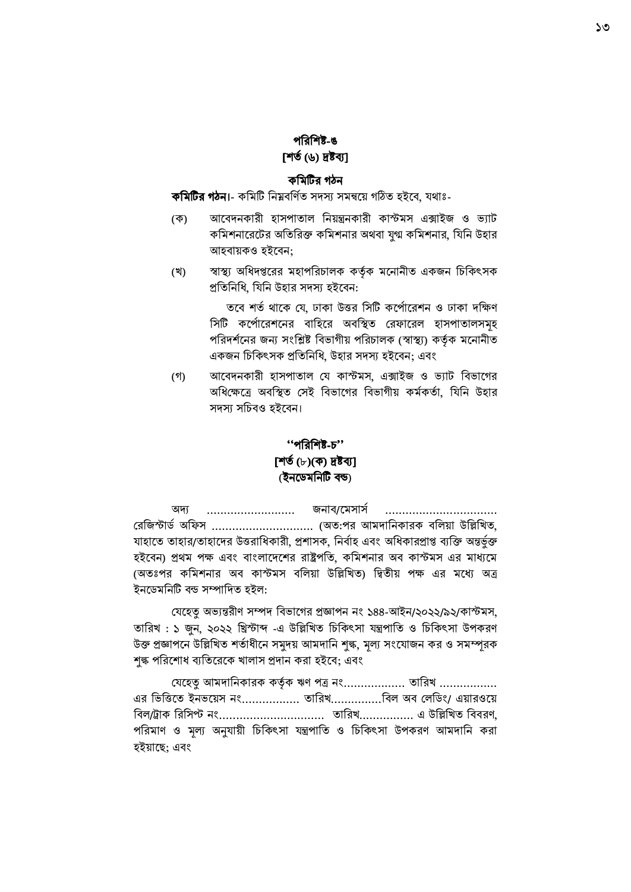## পরিশিষ্ট-ঙ
### [শর্ত (৬) দ্রষ্টব্য]

### কমিটির গঠন

**কমিটির গঠন।**- কমিটি নিম্নবর্ণিত সদস্য সমন্বয়ে গঠিত হইবে, যথাঃ-

(ক) আবেদনকারী হাসপাতাল নিয়ন্ত্রনকারী কাস্টমস এক্সাইজ ও ভ্যাট কমিশনারেটের অতিরিক্ত কমিশনার অথবা যুগ্ম কমিশনার, যিনি উহার আহবায়কও হইবেন;

(খ) স্বাস্থ্য অধিদপ্তরের মহাপরিচালক কর্তৃক মনোনীত একজন চিকিৎসক প্রতিনিধি, যিনি উহার সদস্য হইবেন:

তবে শর্ত থাকে যে, ঢাকা উত্তর সিটি কর্পোরেশন ও ঢাকা দক্ষিণ সিটি কর্পোরেশনের বাহিরে অবস্থিত রেফারেল হাসপাতালসমূহ পরিদর্শনের জন্য সংশ্লিষ্ট বিভাগীয় পরিচালক (স্বাস্থ্য) কর্তৃক মনোনীত একজন চিকিৎসক প্রতিনিধি, উহার সদস্য হইবেন; এবং

(গ) আবেদনকারী হাসপাতাল যে কাস্টমস, এক্সাইজ ও ভ্যাট বিভাগের অধিক্ষেত্রে অবস্থিত সেই বিভাগের বিভাগীয় কর্মকর্তা, যিনি উহার সদস্য সচিবও হইবেন।

## ''পরিশিষ্ট-চ''
### [শর্ত (৮)(ক) দ্রষ্টব্য]
### (ইনডেমনিটি বন্ড)

অদ্য .......................... জনাব/মেসার্স ................................ রেজিস্টার্ড অফিস .............................. (অত:পর আমদানিকারক বলিয়া উল্লিখিত, যাহাতে তাহার/তাহাদের উত্তরাধিকারী, প্রশাসক, নির্বাহ এবং অধিকারপ্রাপ্ত ব্যক্তি অন্তর্ভুক্ত হইবেন) প্রথম পক্ষ এবং বাংলাদেশের রাষ্ট্রপতি, কমিশনার অব কাস্টমস এর মাধ্যমে (অতঃপর কমিশনার অব কাস্টমস বলিয়া উল্লিখিত) দ্বিতীয় পক্ষ এর মধ্যে অত্র ইনডেমনিটি বন্ড সম্পাদিত হইল:

যেহেতু অভ্যন্তরীণ সম্পদ বিভাগের প্রজ্ঞাপন নং ১৪৪-আইন/২০২২/৯২/কাস্টমস, তারিখ : ১ জুন, ২০২২ খ্রিস্টাব্দ -এ উল্লিখিত চিকিৎসা যন্ত্রপাতি ও চিকিৎসা উপকরণ উক্ত প্রজ্ঞাপনে উল্লিখিত শর্তাধীনে সমুদয় আমদানি শুল্ক, মূল্য সংযোজন কর ও সম্পূরক শুল্ক পরিশোধ ব্যতিরেকে খালাস প্রদান করা হইবে; এবং

যেহেতু আমদানিকারক কর্তৃক ঋণ পত্র নং.................. তারিখ ................. এর ভিত্তিতে ইনভয়েস নং................. তারিখ...............বিল অব লেডিং/ এয়ারওয়ে বিল/ট্রাক রিসিপ্ট নং.............................. তারিখ................ এ উল্লিখিত বিবরণ, পরিমাণ ও মূল্য অনুযায়ী চিকিৎসা যন্ত্রপাতি ও চিকিৎসা উপকরণ আমদানি করা হইয়াছে; এবং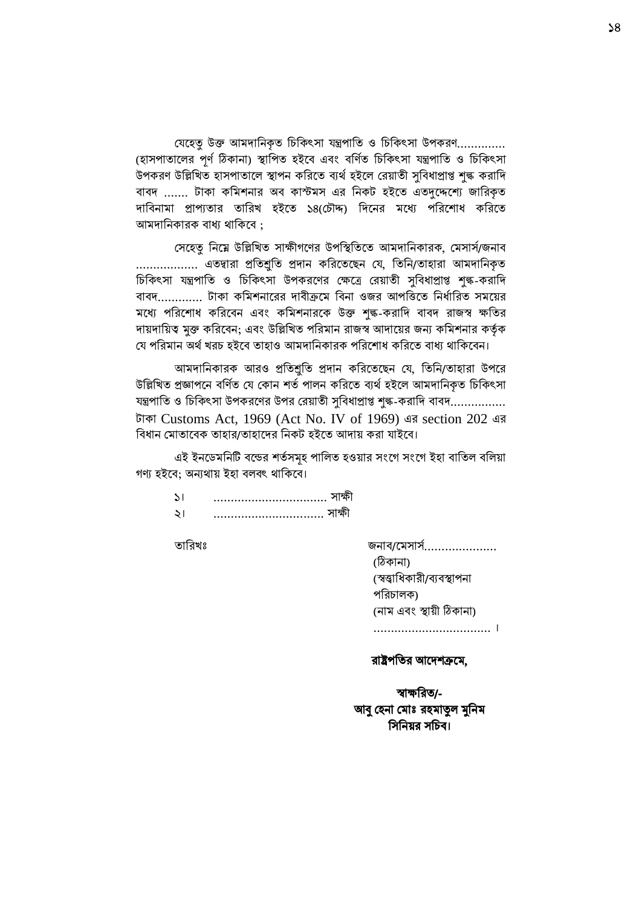যেহেতু উক্ত আমদানিকৃত চিকিৎসা যন্ত্রপাতি ও চিকিৎসা উপকরণ............. (হাসপাতালের পূর্ণ ঠিকানা) স্থাপিত হইবে এবং বর্ণিত চিকিৎসা যন্ত্রপাতি ও চিকিৎসা উপকরণ উল্লিখিত হাসপাতালে স্থাপন করিতে ব্যর্থ হইলে রেয়াতী সুবিধাপ্রাপ্ত শুল্ক করাদি বাবদ ....... টাকা কমিশনার অব কাস্টমস এর নিকট হইতে এতদুদ্দেশ্যে জারিকৃত দাবিনামা প্রাপ্যতার তারিখ হইতে ১৪(চৌদ্দ) দিনের মধ্যে পরিশোধ করিতে আমদানিকারক বাধ্য থাকিবে ;

সেহেতু নিম্নে উল্লিখিত সাক্ষীগণের উপস্থিতিতে আমদানিকারক, মেসার্স/জনাব .................. এতদ্বারা প্রতিশ্রুতি প্রদান করিতেছেন যে, তিনি/তাহারা আমদানিকৃত চিকিৎসা যন্ত্রপাতি ও চিকিৎসা উপকরণের ক্ষেত্রে রেয়াতী সুবিধাপ্রাপ্ত শুল্ক-করাদি বাবদ............ টাকা কমিশনারের দাবীক্রমে বিনা ওজর আপত্তিতে নির্ধারিত সময়ের মধ্যে পরিশোধ করিবেন এবং কমিশনারকে উক্ত শুল্ক-করাদি বাবদ রাজস্ব ক্ষতির দায়দায়িত্ব মুক্ত করিবেন; এবং উল্লিখিত পরিমান রাজস্ব আদায়ের জন্য কমিশনার কর্তৃক যে পরিমান অর্থ খরচ হইবে তাহাও আমদানিকারক পরিশোধ করিতে বাধ্য থাকিবেন।

আমদানিকারক আরও প্রতিশ্রুতি প্রদান করিতেছেন যে, তিনি/তাহারা উপরে উল্লিখিত প্রজ্ঞাপনে বর্ণিত যে কোন শর্ত পালন করিতে ব্যর্থ হইলে আমদানিকৃত চিকিৎসা যন্ত্রপাতি ও চিকিৎসা উপকরণের উপর রেয়াতী সুবিধাপ্রাপ্ত শুল্ক-করাদি বাবদ................ টাকা Customs Act, 1969 (Act No. IV of 1969) এর section 202 এর বিধান মোতাবেক তাহার/তাহাদের নিকট হইতে আদায় করা যাইবে।

এই ইনডেমনিটি বন্ডের শর্তসমূহ পালিত হওয়ার সংগে সংগে ইহা বাতিল বলিয়া গণ্য হইবে; অন্যথায় ইহা বলবৎ থাকিবে।

১। ................................ সাক্ষী
২। ................................ সাক্ষী

তারিখঃ

জনাব/মেসার্স.....................
(ঠিকানা)
(স্বত্বাধিকারী/ব্যবস্থাপনা পরিচালক)
(নাম এবং স্থায়ী ঠিকানা)
.................................. ।

**রাষ্ট্রপতির আদেশক্রমে,**

**স্বাক্ষরিত/-**
**আবু হেনা মোঃ রহমাতুল মুনিম**
**সিনিয়র সচিব।**